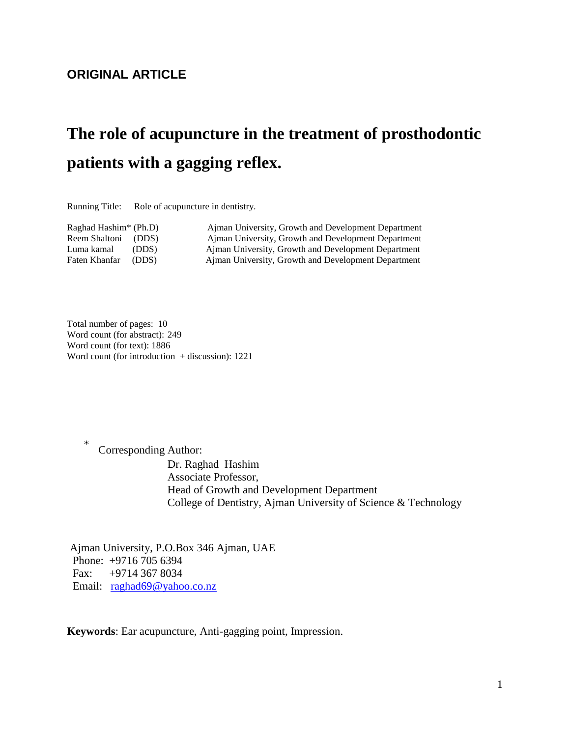**ORIGINAL ARTICLE**

# The role of acupuncture in the treatment of prosthodontic patients with a gagging reflex.

Running Title: Role of acupuncture in dentistry.

| | |
|---|---|
| Raghad Hashim* (Ph.D) | Ajman University, Growth and Development Department |
| Reem Shaltoni (DDS) | Ajman University, Growth and Development Department |
| Luma kamal (DDS) | Ajman University, Growth and Development Department |
| Faten Khanfar (DDS) | Ajman University, Growth and Development Department |

Total number of pages: 10
Word count (for abstract): 249
Word count (for text): 1886
Word count (for introduction + discussion): 1221

[*] Corresponding Author:
Dr. Raghad Hashim
Associate Professor,
Head of Growth and Development Department
College of Dentistry, Ajman University of Science & Technology

Ajman University, P.O.Box 346 Ajman, UAE
Phone: +9716 705 6394
Fax: +9714 367 8034
Email: raghad69@yahoo.co.nz

**Keywords**: Ear acupuncture, Anti-gagging point, Impression.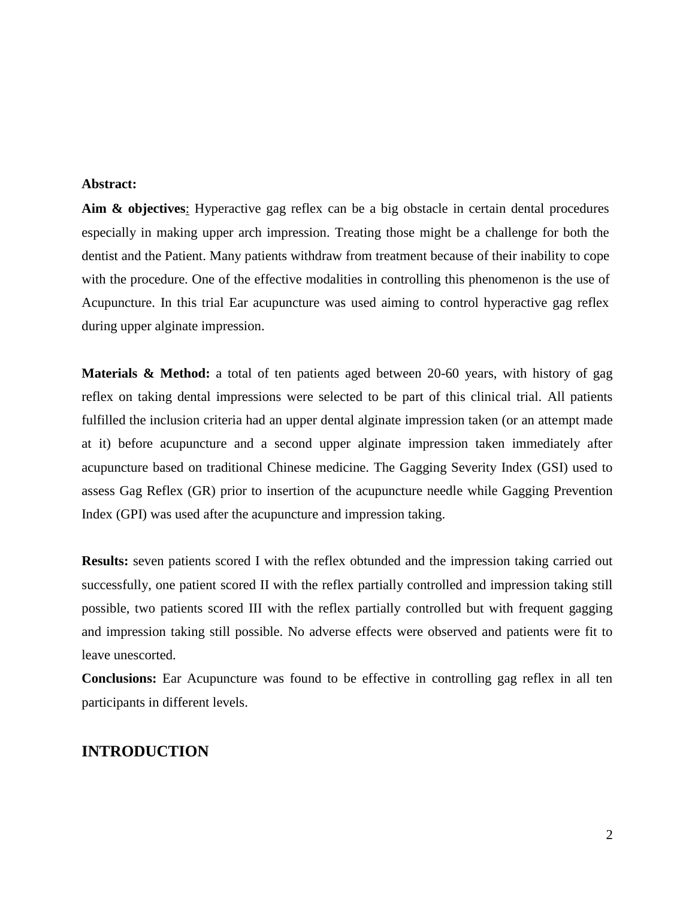**Abstract:**

**Aim & objectives**: Hyperactive gag reflex can be a big obstacle in certain dental procedures especially in making upper arch impression. Treating those might be a challenge for both the dentist and the Patient. Many patients withdraw from treatment because of their inability to cope with the procedure. One of the effective modalities in controlling this phenomenon is the use of Acupuncture. In this trial Ear acupuncture was used aiming to control hyperactive gag reflex during upper alginate impression.

**Materials & Method:** a total of ten patients aged between 20-60 years, with history of gag reflex on taking dental impressions were selected to be part of this clinical trial. All patients fulfilled the inclusion criteria had an upper dental alginate impression taken (or an attempt made at it) before acupuncture and a second upper alginate impression taken immediately after acupuncture based on traditional Chinese medicine. The Gagging Severity Index (GSI) used to assess Gag Reflex (GR) prior to insertion of the acupuncture needle while Gagging Prevention Index (GPI) was used after the acupuncture and impression taking.

**Results:** seven patients scored I with the reflex obtunded and the impression taking carried out successfully, one patient scored II with the reflex partially controlled and impression taking still possible, two patients scored III with the reflex partially controlled but with frequent gagging and impression taking still possible. No adverse effects were observed and patients were fit to leave unescorted.

**Conclusions:** Ear Acupuncture was found to be effective in controlling gag reflex in all ten participants in different levels.

## INTRODUCTION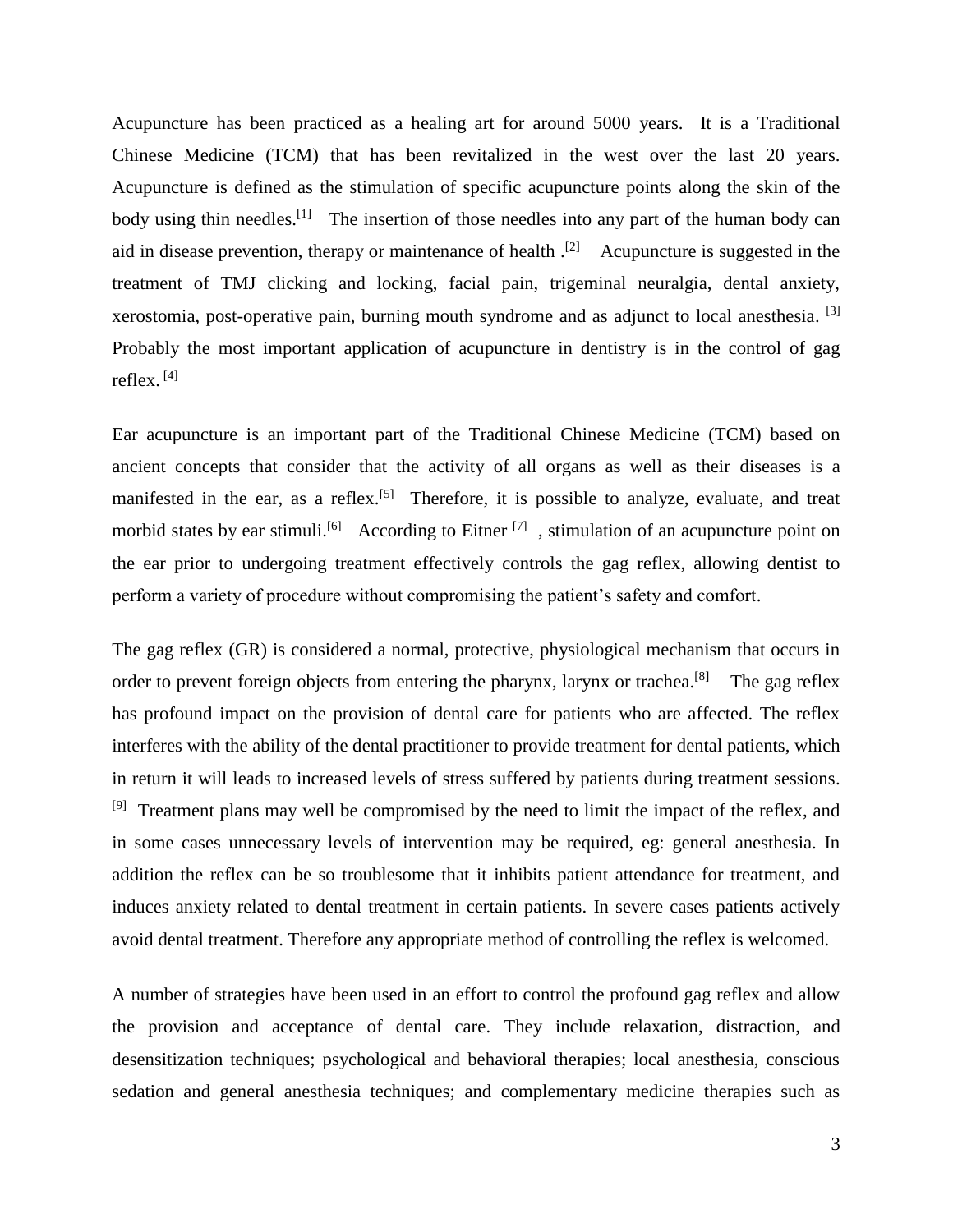Acupuncture has been practiced as a healing art for around 5000 years. It is a Traditional Chinese Medicine (TCM) that has been revitalized in the west over the last 20 years. Acupuncture is defined as the stimulation of specific acupuncture points along the skin of the body using thin needles.[1] The insertion of those needles into any part of the human body can aid in disease prevention, therapy or maintenance of health .[2] Acupuncture is suggested in the treatment of TMJ clicking and locking, facial pain, trigeminal neuralgia, dental anxiety, xerostomia, post-operative pain, burning mouth syndrome and as adjunct to local anesthesia. [3] Probably the most important application of acupuncture in dentistry is in the control of gag reflex. [4]

Ear acupuncture is an important part of the Traditional Chinese Medicine (TCM) based on ancient concepts that consider that the activity of all organs as well as their diseases is a manifested in the ear, as a reflex.[5] Therefore, it is possible to analyze, evaluate, and treat morbid states by ear stimuli.[6] According to Eitner [7] , stimulation of an acupuncture point on the ear prior to undergoing treatment effectively controls the gag reflex, allowing dentist to perform a variety of procedure without compromising the patient's safety and comfort.

The gag reflex (GR) is considered a normal, protective, physiological mechanism that occurs in order to prevent foreign objects from entering the pharynx, larynx or trachea.[8] The gag reflex has profound impact on the provision of dental care for patients who are affected. The reflex interferes with the ability of the dental practitioner to provide treatment for dental patients, which in return it will leads to increased levels of stress suffered by patients during treatment sessions. [9] Treatment plans may well be compromised by the need to limit the impact of the reflex, and in some cases unnecessary levels of intervention may be required, eg: general anesthesia. In addition the reflex can be so troublesome that it inhibits patient attendance for treatment, and induces anxiety related to dental treatment in certain patients. In severe cases patients actively avoid dental treatment. Therefore any appropriate method of controlling the reflex is welcomed.

A number of strategies have been used in an effort to control the profound gag reflex and allow the provision and acceptance of dental care. They include relaxation, distraction, and desensitization techniques; psychological and behavioral therapies; local anesthesia, conscious sedation and general anesthesia techniques; and complementary medicine therapies such as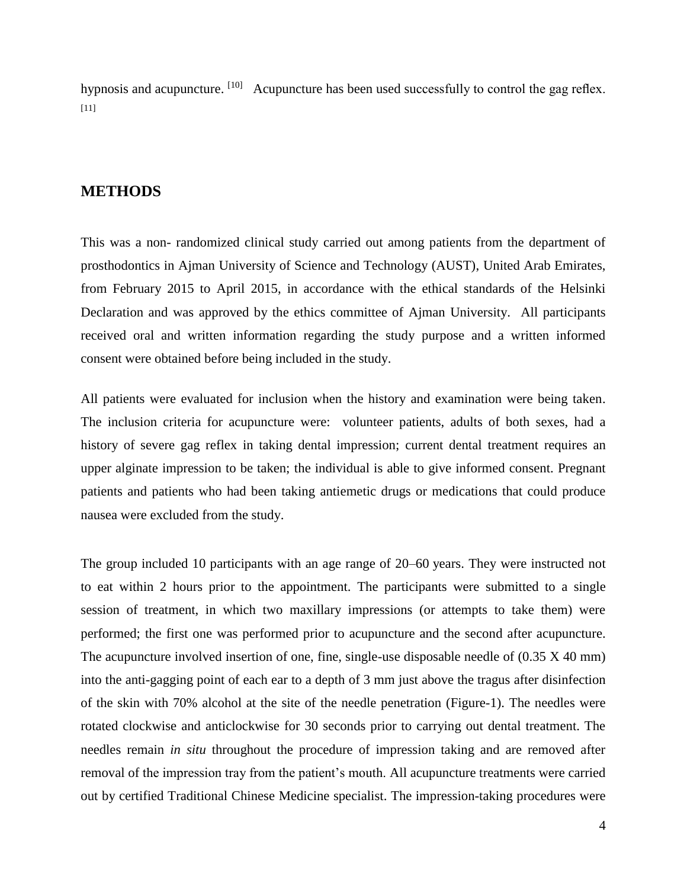hypnosis and acupuncture. [10] Acupuncture has been used successfully to control the gag reflex. [11]

## METHODS

This was a non- randomized clinical study carried out among patients from the department of prosthodontics in Ajman University of Science and Technology (AUST), United Arab Emirates, from February 2015 to April 2015, in accordance with the ethical standards of the Helsinki Declaration and was approved by the ethics committee of Ajman University. All participants received oral and written information regarding the study purpose and a written informed consent were obtained before being included in the study.

All patients were evaluated for inclusion when the history and examination were being taken. The inclusion criteria for acupuncture were: volunteer patients, adults of both sexes, had a history of severe gag reflex in taking dental impression; current dental treatment requires an upper alginate impression to be taken; the individual is able to give informed consent. Pregnant patients and patients who had been taking antiemetic drugs or medications that could produce nausea were excluded from the study.

The group included 10 participants with an age range of 20–60 years. They were instructed not to eat within 2 hours prior to the appointment. The participants were submitted to a single session of treatment, in which two maxillary impressions (or attempts to take them) were performed; the first one was performed prior to acupuncture and the second after acupuncture. The acupuncture involved insertion of one, fine, single-use disposable needle of (0.35 X 40 mm) into the anti-gagging point of each ear to a depth of 3 mm just above the tragus after disinfection of the skin with 70% alcohol at the site of the needle penetration (Figure-1). The needles were rotated clockwise and anticlockwise for 30 seconds prior to carrying out dental treatment. The needles remain *in situ* throughout the procedure of impression taking and are removed after removal of the impression tray from the patient's mouth. All acupuncture treatments were carried out by certified Traditional Chinese Medicine specialist. The impression-taking procedures were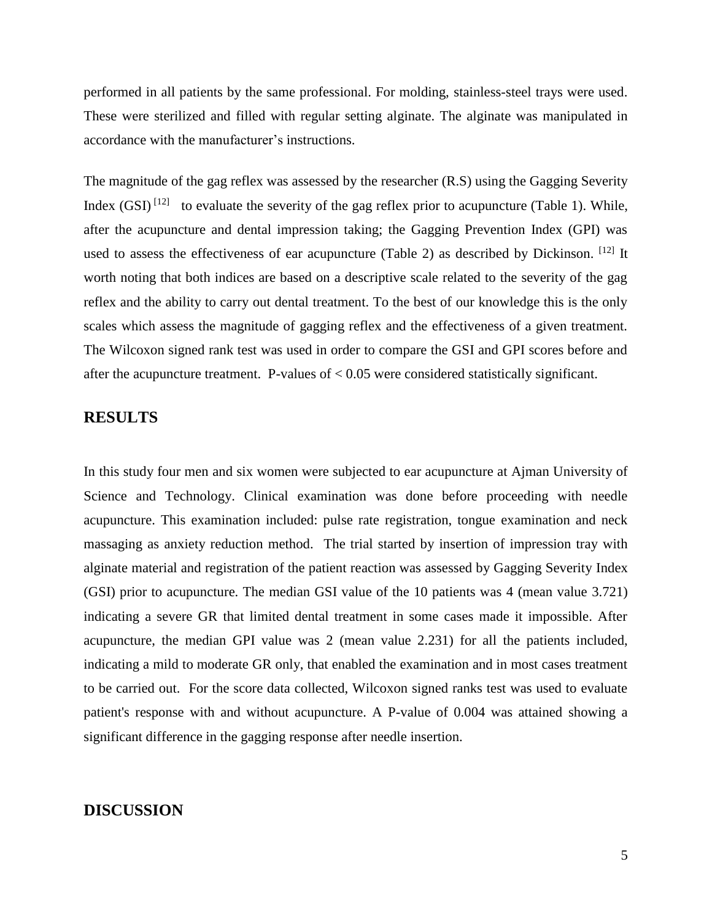performed in all patients by the same professional. For molding, stainless-steel trays were used. These were sterilized and filled with regular setting alginate. The alginate was manipulated in accordance with the manufacturer's instructions.

The magnitude of the gag reflex was assessed by the researcher (R.S) using the Gagging Severity Index (GSI) [12] to evaluate the severity of the gag reflex prior to acupuncture (Table 1). While, after the acupuncture and dental impression taking; the Gagging Prevention Index (GPI) was used to assess the effectiveness of ear acupuncture (Table 2) as described by Dickinson. [12] It worth noting that both indices are based on a descriptive scale related to the severity of the gag reflex and the ability to carry out dental treatment. To the best of our knowledge this is the only scales which assess the magnitude of gagging reflex and the effectiveness of a given treatment. The Wilcoxon signed rank test was used in order to compare the GSI and GPI scores before and after the acupuncture treatment. P-values of $< 0.05$ were considered statistically significant.

## RESULTS

In this study four men and six women were subjected to ear acupuncture at Ajman University of Science and Technology. Clinical examination was done before proceeding with needle acupuncture. This examination included: pulse rate registration, tongue examination and neck massaging as anxiety reduction method. The trial started by insertion of impression tray with alginate material and registration of the patient reaction was assessed by Gagging Severity Index (GSI) prior to acupuncture. The median GSI value of the 10 patients was 4 (mean value 3.721) indicating a severe GR that limited dental treatment in some cases made it impossible. After acupuncture, the median GPI value was 2 (mean value 2.231) for all the patients included, indicating a mild to moderate GR only, that enabled the examination and in most cases treatment to be carried out. For the score data collected, Wilcoxon signed ranks test was used to evaluate patient's response with and without acupuncture. A P-value of 0.004 was attained showing a significant difference in the gagging response after needle insertion.

## DISCUSSION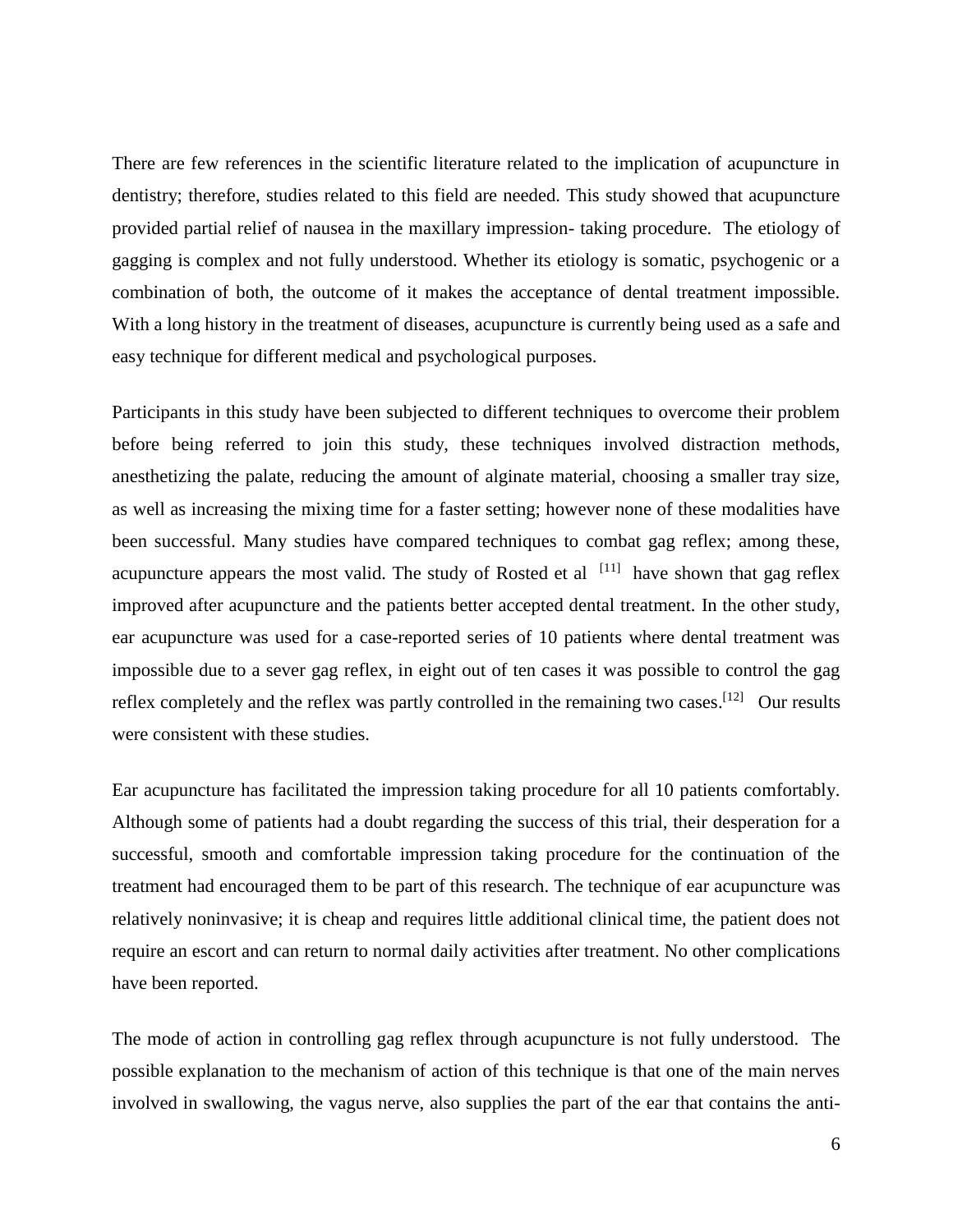There are few references in the scientific literature related to the implication of acupuncture in dentistry; therefore, studies related to this field are needed. This study showed that acupuncture provided partial relief of nausea in the maxillary impression- taking procedure. The etiology of gagging is complex and not fully understood. Whether its etiology is somatic, psychogenic or a combination of both, the outcome of it makes the acceptance of dental treatment impossible. With a long history in the treatment of diseases, acupuncture is currently being used as a safe and easy technique for different medical and psychological purposes.

Participants in this study have been subjected to different techniques to overcome their problem before being referred to join this study, these techniques involved distraction methods, anesthetizing the palate, reducing the amount of alginate material, choosing a smaller tray size, as well as increasing the mixing time for a faster setting; however none of these modalities have been successful. Many studies have compared techniques to combat gag reflex; among these, acupuncture appears the most valid. The study of Rosted et al [11] have shown that gag reflex improved after acupuncture and the patients better accepted dental treatment. In the other study, ear acupuncture was used for a case-reported series of 10 patients where dental treatment was impossible due to a sever gag reflex, in eight out of ten cases it was possible to control the gag reflex completely and the reflex was partly controlled in the remaining two cases.[12] Our results were consistent with these studies.

Ear acupuncture has facilitated the impression taking procedure for all 10 patients comfortably. Although some of patients had a doubt regarding the success of this trial, their desperation for a successful, smooth and comfortable impression taking procedure for the continuation of the treatment had encouraged them to be part of this research. The technique of ear acupuncture was relatively noninvasive; it is cheap and requires little additional clinical time, the patient does not require an escort and can return to normal daily activities after treatment. No other complications have been reported.

The mode of action in controlling gag reflex through acupuncture is not fully understood. The possible explanation to the mechanism of action of this technique is that one of the main nerves involved in swallowing, the vagus nerve, also supplies the part of the ear that contains the anti-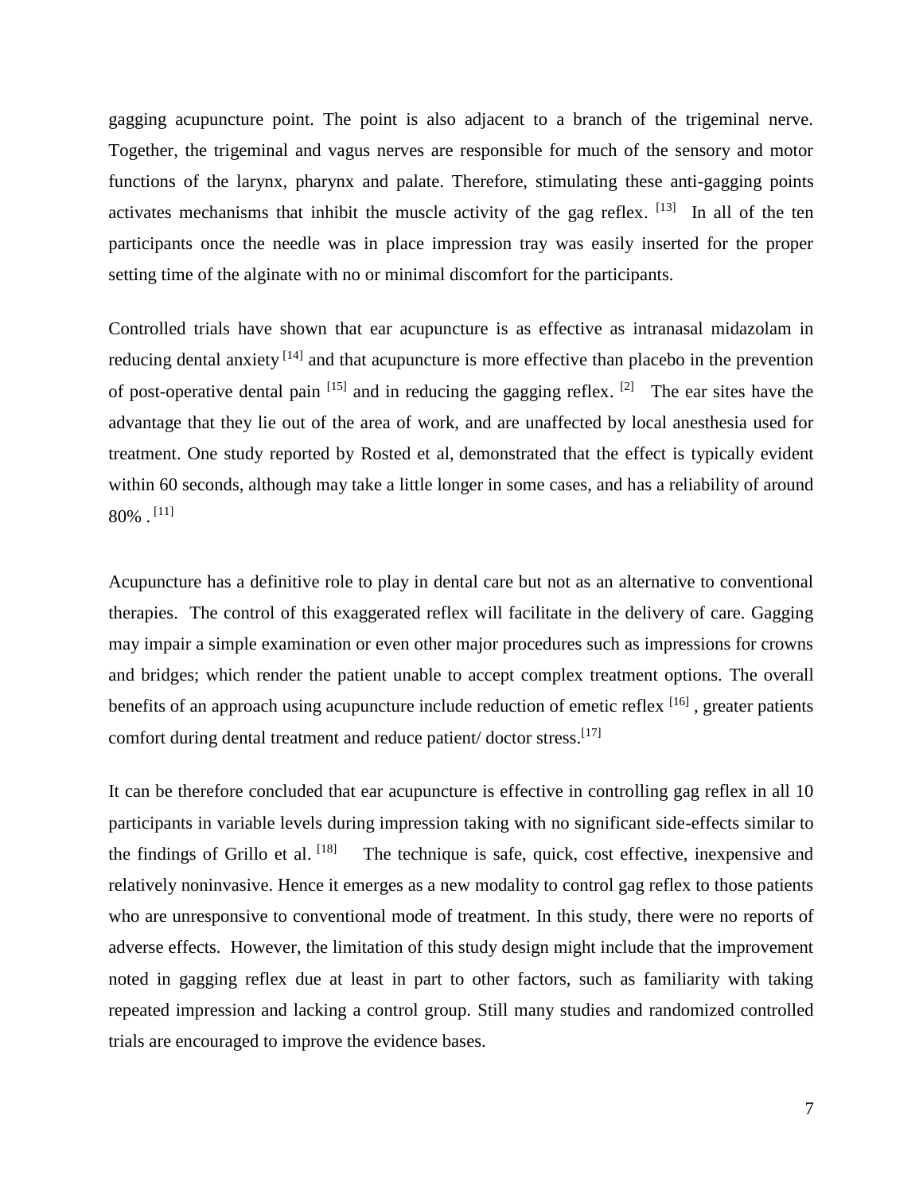gagging acupuncture point. The point is also adjacent to a branch of the trigeminal nerve. Together, the trigeminal and vagus nerves are responsible for much of the sensory and motor functions of the larynx, pharynx and palate. Therefore, stimulating these anti-gagging points activates mechanisms that inhibit the muscle activity of the gag reflex. [13] In all of the ten participants once the needle was in place impression tray was easily inserted for the proper setting time of the alginate with no or minimal discomfort for the participants.

Controlled trials have shown that ear acupuncture is as effective as intranasal midazolam in reducing dental anxiety [14] and that acupuncture is more effective than placebo in the prevention of post-operative dental pain [15] and in reducing the gagging reflex. [2] The ear sites have the advantage that they lie out of the area of work, and are unaffected by local anesthesia used for treatment. One study reported by Rosted et al, demonstrated that the effect is typically evident within 60 seconds, although may take a little longer in some cases, and has a reliability of around 80% . [11]

Acupuncture has a definitive role to play in dental care but not as an alternative to conventional therapies. The control of this exaggerated reflex will facilitate in the delivery of care. Gagging may impair a simple examination or even other major procedures such as impressions for crowns and bridges; which render the patient unable to accept complex treatment options. The overall benefits of an approach using acupuncture include reduction of emetic reflex [16] , greater patients comfort during dental treatment and reduce patient/ doctor stress.[17]

It can be therefore concluded that ear acupuncture is effective in controlling gag reflex in all 10 participants in variable levels during impression taking with no significant side-effects similar to the findings of Grillo et al. [18] The technique is safe, quick, cost effective, inexpensive and relatively noninvasive. Hence it emerges as a new modality to control gag reflex to those patients who are unresponsive to conventional mode of treatment. In this study, there were no reports of adverse effects. However, the limitation of this study design might include that the improvement noted in gagging reflex due at least in part to other factors, such as familiarity with taking repeated impression and lacking a control group. Still many studies and randomized controlled trials are encouraged to improve the evidence bases.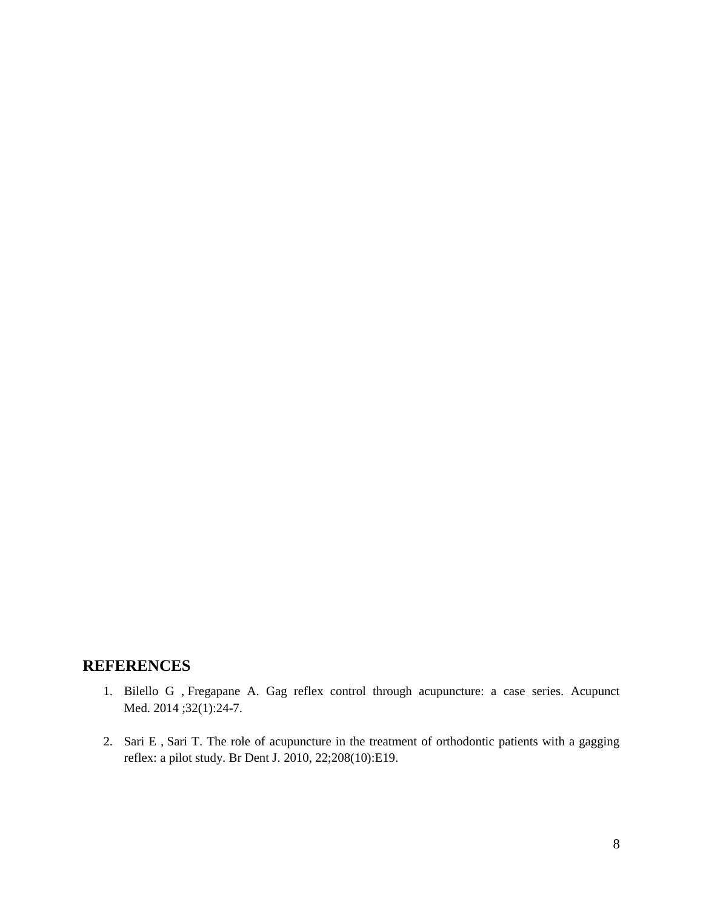## REFERENCES

1. Bilello G , Fregapane A. Gag reflex control through acupuncture: a case series. Acupunct Med. 2014 ;32(1):24-7.

2. Sari E , Sari T. The role of acupuncture in the treatment of orthodontic patients with a gagging reflex: a pilot study. Br Dent J. 2010, 22;208(10):E19.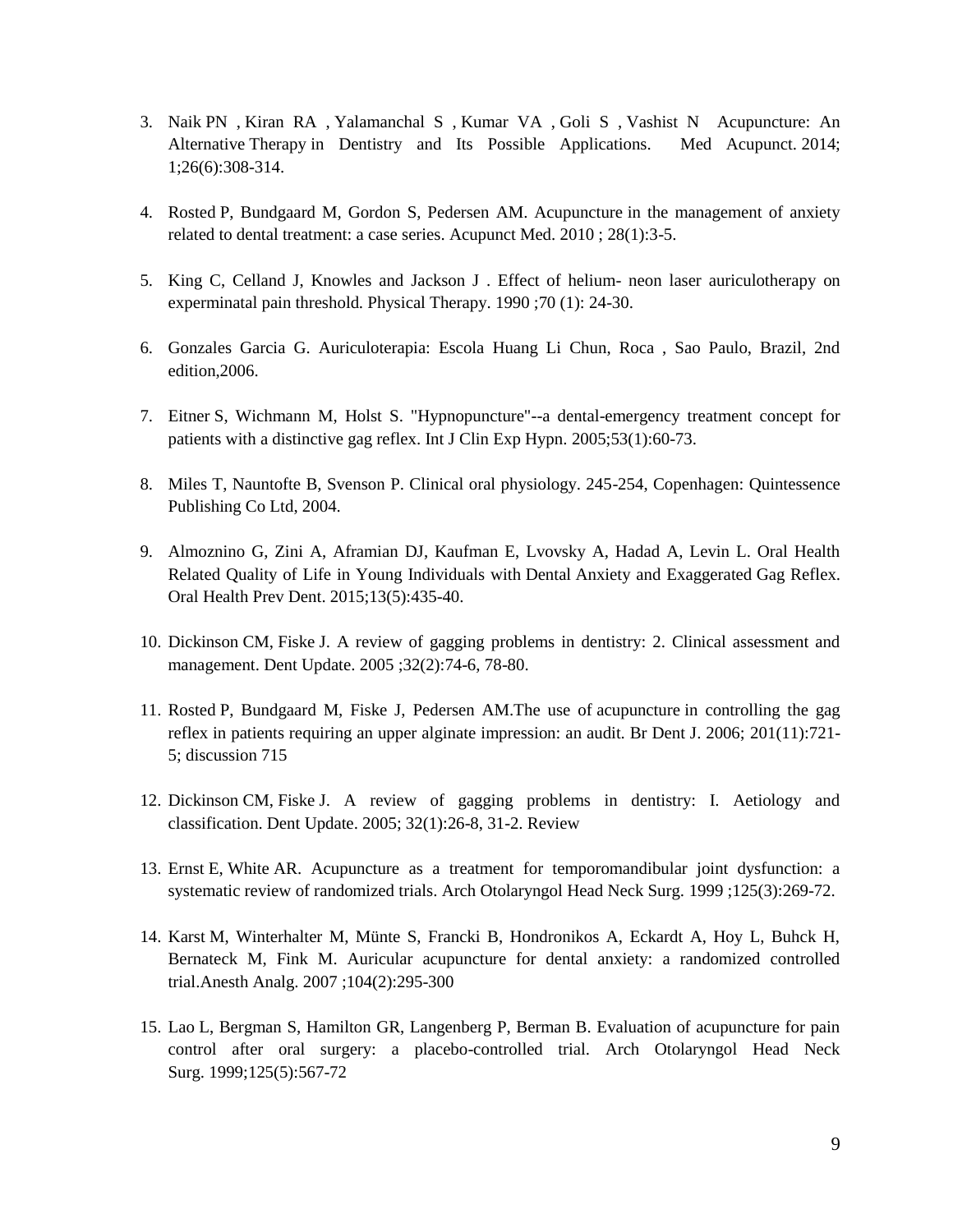3. Naik PN , Kiran RA , Yalamanchal S , Kumar VA , Goli S , Vashist N Acupuncture: An Alternative Therapy in Dentistry and Its Possible Applications. Med Acupunct. 2014; 1;26(6):308-314.

4. Rosted P, Bundgaard M, Gordon S, Pedersen AM. Acupuncture in the management of anxiety related to dental treatment: a case series. Acupunct Med. 2010 ; 28(1):3-5.

5. King C, Celland J, Knowles and Jackson J . Effect of helium- neon laser auriculotherapy on experminatal pain threshold. Physical Therapy. 1990 ;70 (1): 24-30.

6. Gonzales Garcia G. Auriculoterapia: Escola Huang Li Chun, Roca , Sao Paulo, Brazil, 2nd edition,2006.

7. Eitner S, Wichmann M, Holst S. "Hypnopuncture"--a dental-emergency treatment concept for patients with a distinctive gag reflex. Int J Clin Exp Hypn. 2005;53(1):60-73.

8. Miles T, Nauntofte B, Svenson P. Clinical oral physiology. 245-254, Copenhagen: Quintessence Publishing Co Ltd, 2004.

9. Almoznino G, Zini A, Aframian DJ, Kaufman E, Lvovsky A, Hadad A, Levin L. Oral Health Related Quality of Life in Young Individuals with Dental Anxiety and Exaggerated Gag Reflex. Oral Health Prev Dent. 2015;13(5):435-40.

10. Dickinson CM, Fiske J. A review of gagging problems in dentistry: 2. Clinical assessment and management. Dent Update. 2005 ;32(2):74-6, 78-80.

11. Rosted P, Bundgaard M, Fiske J, Pedersen AM.The use of acupuncture in controlling the gag reflex in patients requiring an upper alginate impression: an audit. Br Dent J. 2006; 201(11):721-5; discussion 715

12. Dickinson CM, Fiske J. A review of gagging problems in dentistry: I. Aetiology and classification. Dent Update. 2005; 32(1):26-8, 31-2. Review

13. Ernst E, White AR. Acupuncture as a treatment for temporomandibular joint dysfunction: a systematic review of randomized trials. Arch Otolaryngol Head Neck Surg. 1999 ;125(3):269-72.

14. Karst M, Winterhalter M, Münte S, Francki B, Hondronikos A, Eckardt A, Hoy L, Buhck H, Bernateck M, Fink M. Auricular acupuncture for dental anxiety: a randomized controlled trial.Anesth Analg. 2007 ;104(2):295-300

15. Lao L, Bergman S, Hamilton GR, Langenberg P, Berman B. Evaluation of acupuncture for pain control after oral surgery: a placebo-controlled trial. Arch Otolaryngol Head Neck Surg. 1999;125(5):567-72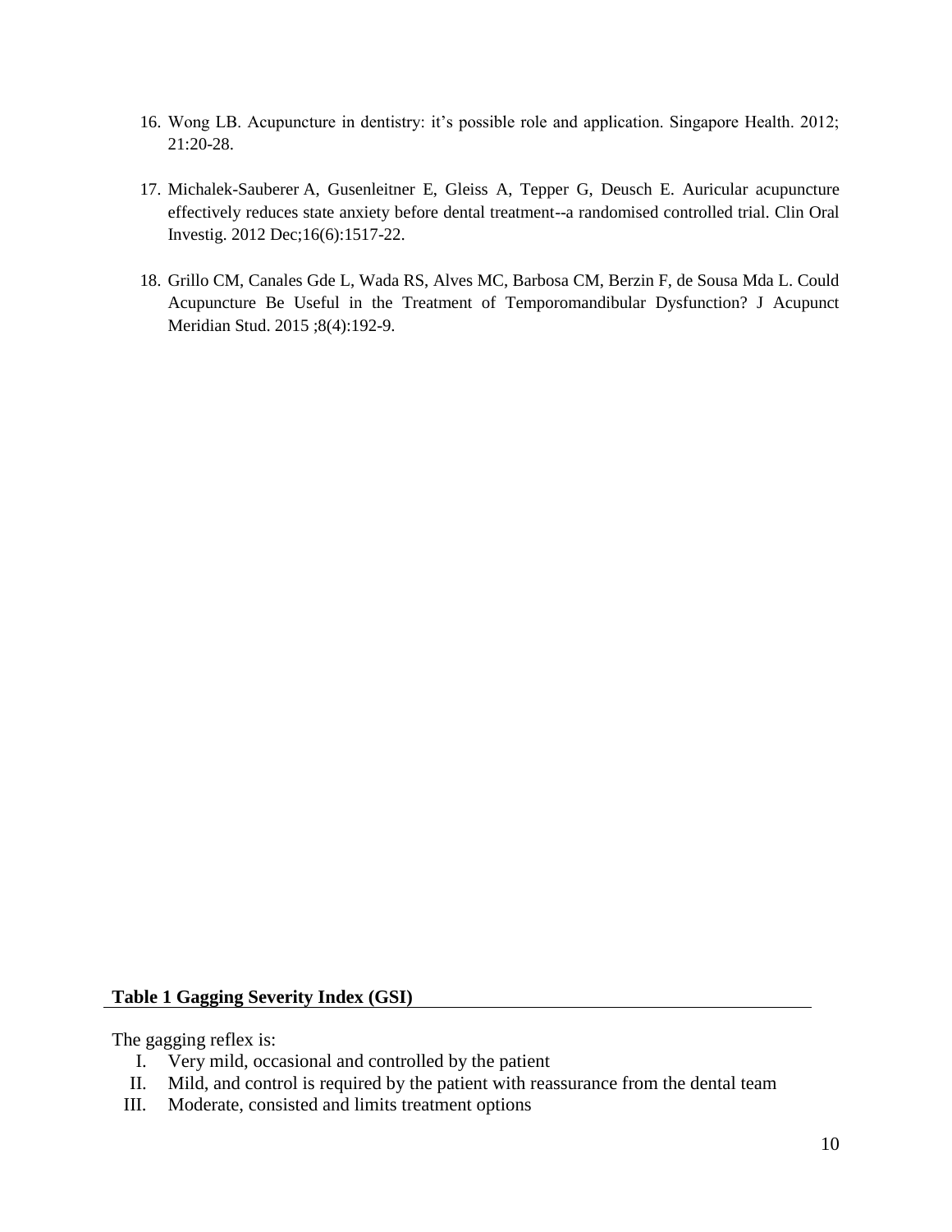16. Wong LB. Acupuncture in dentistry: it's possible role and application. Singapore Health. 2012; 21:20-28.

17. Michalek-Sauberer A, Gusenleitner E, Gleiss A, Tepper G, Deusch E. Auricular acupuncture effectively reduces state anxiety before dental treatment--a randomised controlled trial. Clin Oral Investig. 2012 Dec;16(6):1517-22.

18. Grillo CM, Canales Gde L, Wada RS, Alves MC, Barbosa CM, Berzin F, de Sousa Mda L. Could Acupuncture Be Useful in the Treatment of Temporomandibular Dysfunction? J Acupunct Meridian Stud. 2015 ;8(4):192-9.

**Table 1 Gagging Severity Index (GSI)**

The gagging reflex is:

I. Very mild, occasional and controlled by the patient
II. Mild, and control is required by the patient with reassurance from the dental team
III. Moderate, consisted and limits treatment options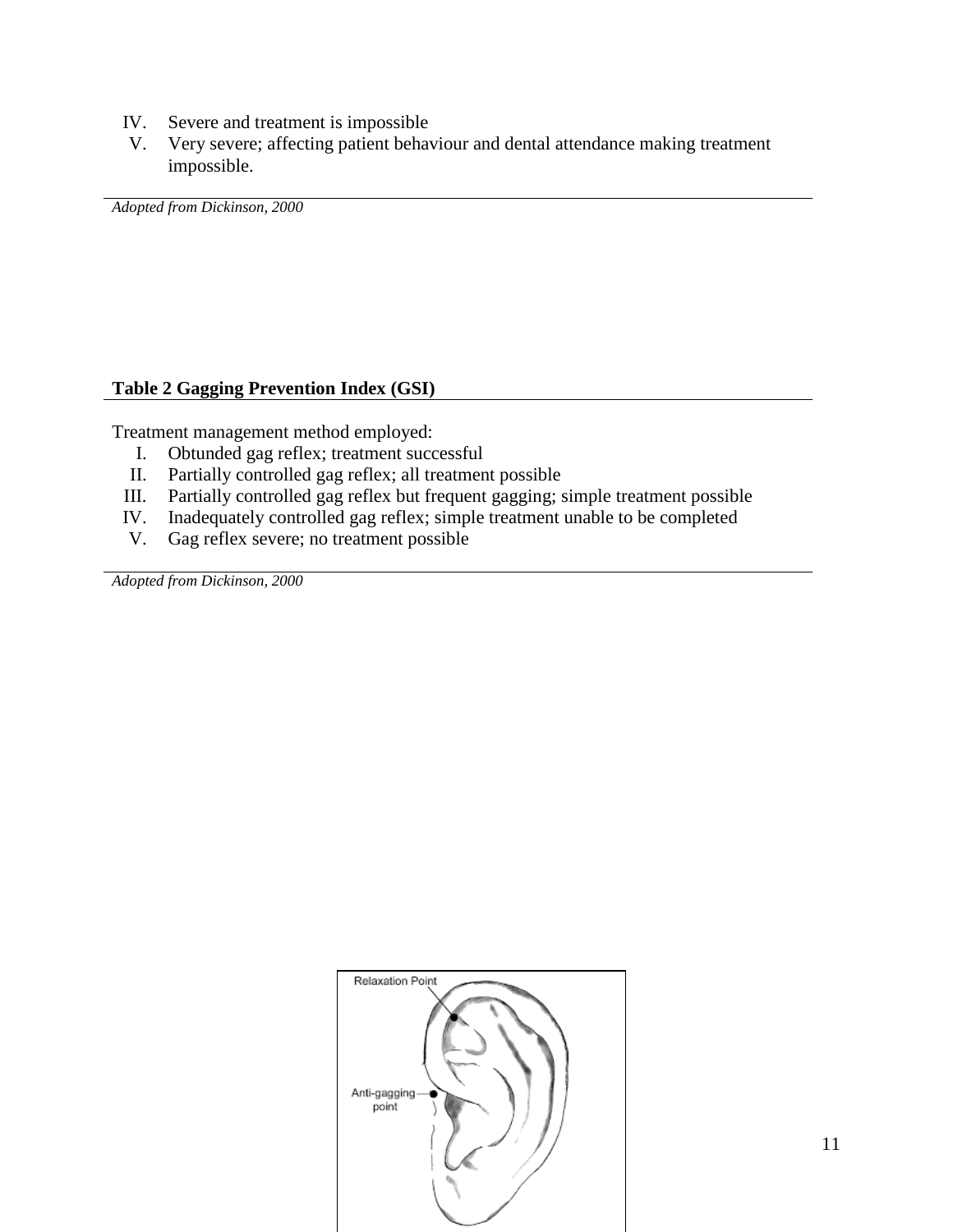IV. Severe and treatment is impossible
V. Very severe; affecting patient behaviour and dental attendance making treatment impossible.

*Adopted from Dickinson, 2000*

**Table 2 Gagging Prevention Index (GSI)**

Treatment management method employed:

I. Obtunded gag reflex; treatment successful
II. Partially controlled gag reflex; all treatment possible
III. Partially controlled gag reflex but frequent gagging; simple treatment possible
IV. Inadequately controlled gag reflex; simple treatment unable to be completed
V. Gag reflex severe; no treatment possible

*Adopted from Dickinson, 2000*

Relaxation Point

Anti-gagging point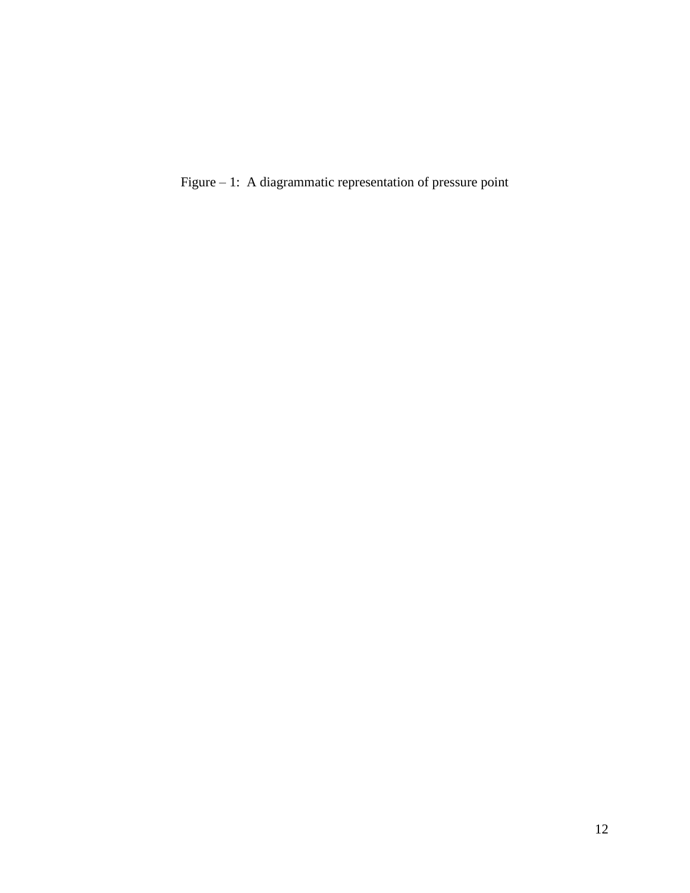Figure – 1: A diagrammatic representation of pressure point